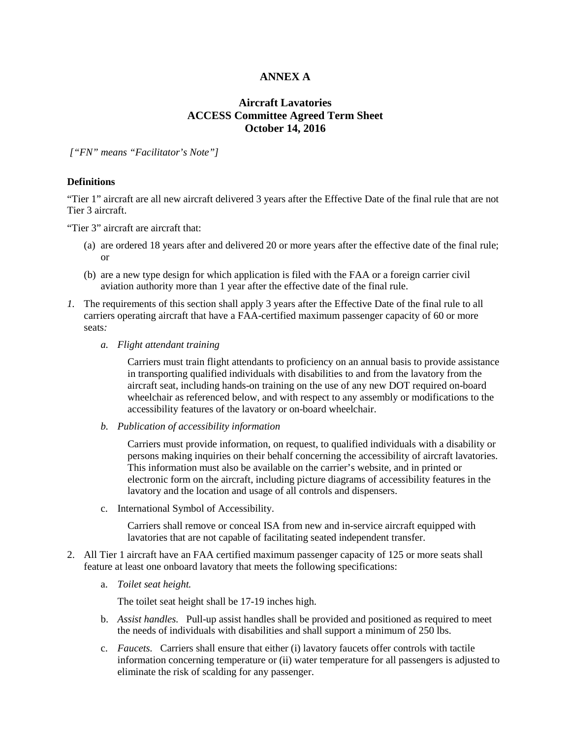# ANNEX A

## Aircraft Lavatories
## ACCESS Committee Agreed Term Sheet
## October 14, 2016

*["FN" means "Facilitator's Note"]*

**Definitions**

"Tier 1" aircraft are all new aircraft delivered 3 years after the Effective Date of the final rule that are not Tier 3 aircraft.

"Tier 3" aircraft are aircraft that:

(a) are ordered 18 years after and delivered 20 or more years after the effective date of the final rule; or

(b) are a new type design for which application is filed with the FAA or a foreign carrier civil aviation authority more than 1 year after the effective date of the final rule.

*1.* The requirements of this section shall apply 3 years after the Effective Date of the final rule to all carriers operating aircraft that have a FAA-certified maximum passenger capacity of 60 or more seats*:*

   *a. Flight attendant training*

   Carriers must train flight attendants to proficiency on an annual basis to provide assistance in transporting qualified individuals with disabilities to and from the lavatory from the aircraft seat, including hands-on training on the use of any new DOT required on-board wheelchair as referenced below, and with respect to any assembly or modifications to the accessibility features of the lavatory or on-board wheelchair.

   *b. Publication of accessibility information*

   Carriers must provide information, on request, to qualified individuals with a disability or persons making inquiries on their behalf concerning the accessibility of aircraft lavatories. This information must also be available on the carrier's website, and in printed or electronic form on the aircraft, including picture diagrams of accessibility features in the lavatory and the location and usage of all controls and dispensers.

   c. International Symbol of Accessibility.

   Carriers shall remove or conceal ISA from new and in-service aircraft equipped with lavatories that are not capable of facilitating seated independent transfer.

2. All Tier 1 aircraft have an FAA certified maximum passenger capacity of 125 or more seats shall feature at least one onboard lavatory that meets the following specifications:

   a. *Toilet seat height.*

   The toilet seat height shall be 17-19 inches high.

   b. *Assist handles.* Pull-up assist handles shall be provided and positioned as required to meet the needs of individuals with disabilities and shall support a minimum of 250 lbs.

   c. *Faucets.* Carriers shall ensure that either (i) lavatory faucets offer controls with tactile information concerning temperature or (ii) water temperature for all passengers is adjusted to eliminate the risk of scalding for any passenger.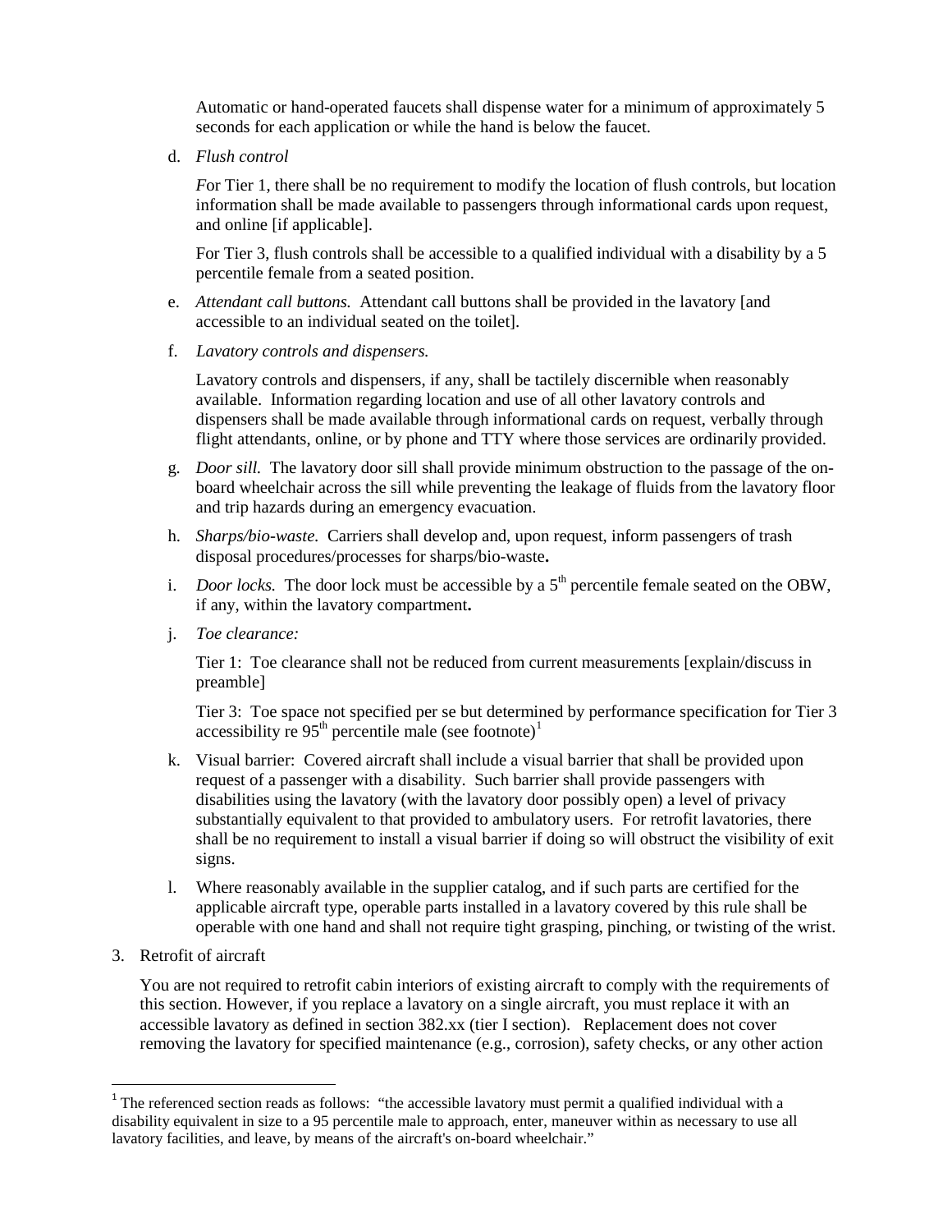Automatic or hand-operated faucets shall dispense water for a minimum of approximately 5 seconds for each application or while the hand is below the faucet.

d. *Flush control*

   *F*or Tier 1, there shall be no requirement to modify the location of flush controls, but location information shall be made available to passengers through informational cards upon request, and online [if applicable].

   For Tier 3, flush controls shall be accessible to a qualified individual with a disability by a 5 percentile female from a seated position.

e. *Attendant call buttons.* Attendant call buttons shall be provided in the lavatory [and accessible to an individual seated on the toilet].

f. *Lavatory controls and dispensers.*

   Lavatory controls and dispensers, if any, shall be tactilely discernible when reasonably available. Information regarding location and use of all other lavatory controls and dispensers shall be made available through informational cards on request, verbally through flight attendants, online, or by phone and TTY where those services are ordinarily provided.

g. *Door sill.* The lavatory door sill shall provide minimum obstruction to the passage of the on-board wheelchair across the sill while preventing the leakage of fluids from the lavatory floor and trip hazards during an emergency evacuation.

h. *Sharps/bio-waste.* Carriers shall develop and, upon request, inform passengers of trash disposal procedures/processes for sharps/bio-waste**.**

i. *Door locks.* The door lock must be accessible by a 5th percentile female seated on the OBW, if any, within the lavatory compartment**.**

j. *Toe clearance:*

   Tier 1: Toe clearance shall not be reduced from current measurements [explain/discuss in preamble]

   Tier 3: Toe space not specified per se but determined by performance specification for Tier 3 accessibility re 95th percentile male (see footnote)[1]

k. Visual barrier: Covered aircraft shall include a visual barrier that shall be provided upon request of a passenger with a disability. Such barrier shall provide passengers with disabilities using the lavatory (with the lavatory door possibly open) a level of privacy substantially equivalent to that provided to ambulatory users. For retrofit lavatories, there shall be no requirement to install a visual barrier if doing so will obstruct the visibility of exit signs.

l. Where reasonably available in the supplier catalog, and if such parts are certified for the applicable aircraft type, operable parts installed in a lavatory covered by this rule shall be operable with one hand and shall not require tight grasping, pinching, or twisting of the wrist.

3. Retrofit of aircraft

   You are not required to retrofit cabin interiors of existing aircraft to comply with the requirements of this section. However, if you replace a lavatory on a single aircraft, you must replace it with an accessible lavatory as defined in section 382.xx (tier I section). Replacement does not cover removing the lavatory for specified maintenance (e.g., corrosion), safety checks, or any other action

---

[1] The referenced section reads as follows: "the accessible lavatory must permit a qualified individual with a disability equivalent in size to a 95 percentile male to approach, enter, maneuver within as necessary to use all lavatory facilities, and leave, by means of the aircraft's on-board wheelchair."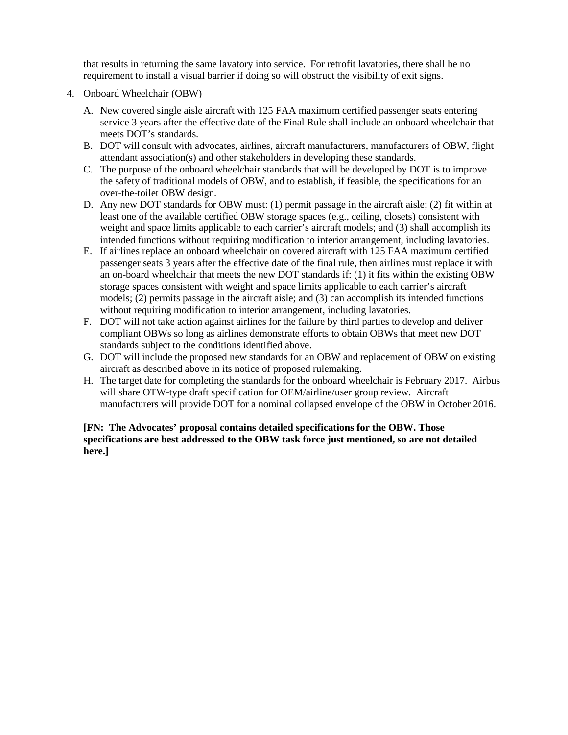that results in returning the same lavatory into service. For retrofit lavatories, there shall be no requirement to install a visual barrier if doing so will obstruct the visibility of exit signs.

4. Onboard Wheelchair (OBW)

   A. New covered single aisle aircraft with 125 FAA maximum certified passenger seats entering service 3 years after the effective date of the Final Rule shall include an onboard wheelchair that meets DOT's standards.
   B. DOT will consult with advocates, airlines, aircraft manufacturers, manufacturers of OBW, flight attendant association(s) and other stakeholders in developing these standards.
   C. The purpose of the onboard wheelchair standards that will be developed by DOT is to improve the safety of traditional models of OBW, and to establish, if feasible, the specifications for an over-the-toilet OBW design.
   D. Any new DOT standards for OBW must: (1) permit passage in the aircraft aisle; (2) fit within at least one of the available certified OBW storage spaces (e.g., ceiling, closets) consistent with weight and space limits applicable to each carrier's aircraft models; and (3) shall accomplish its intended functions without requiring modification to interior arrangement, including lavatories.
   E. If airlines replace an onboard wheelchair on covered aircraft with 125 FAA maximum certified passenger seats 3 years after the effective date of the final rule, then airlines must replace it with an on-board wheelchair that meets the new DOT standards if: (1) it fits within the existing OBW storage spaces consistent with weight and space limits applicable to each carrier's aircraft models; (2) permits passage in the aircraft aisle; and (3) can accomplish its intended functions without requiring modification to interior arrangement, including lavatories.
   F. DOT will not take action against airlines for the failure by third parties to develop and deliver compliant OBWs so long as airlines demonstrate efforts to obtain OBWs that meet new DOT standards subject to the conditions identified above.
   G. DOT will include the proposed new standards for an OBW and replacement of OBW on existing aircraft as described above in its notice of proposed rulemaking.
   H. The target date for completing the standards for the onboard wheelchair is February 2017. Airbus will share OTW-type draft specification for OEM/airline/user group review. Aircraft manufacturers will provide DOT for a nominal collapsed envelope of the OBW in October 2016.

**[FN: The Advocates' proposal contains detailed specifications for the OBW. Those specifications are best addressed to the OBW task force just mentioned, so are not detailed here.]**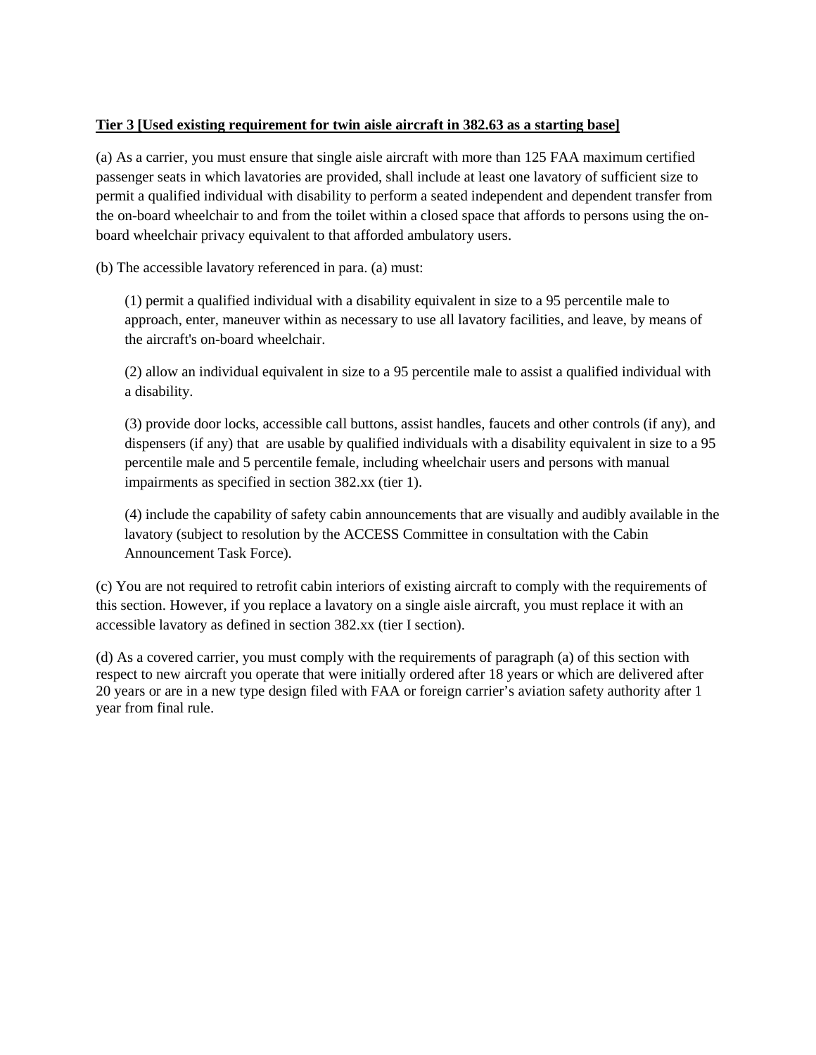**Tier 3 [Used existing requirement for twin aisle aircraft in 382.63 as a starting base]**

(a) As a carrier, you must ensure that single aisle aircraft with more than 125 FAA maximum certified passenger seats in which lavatories are provided, shall include at least one lavatory of sufficient size to permit a qualified individual with disability to perform a seated independent and dependent transfer from the on-board wheelchair to and from the toilet within a closed space that affords to persons using the on-board wheelchair privacy equivalent to that afforded ambulatory users.

(b) The accessible lavatory referenced in para. (a) must:

> (1) permit a qualified individual with a disability equivalent in size to a 95 percentile male to approach, enter, maneuver within as necessary to use all lavatory facilities, and leave, by means of the aircraft's on-board wheelchair.
>
> (2) allow an individual equivalent in size to a 95 percentile male to assist a qualified individual with a disability.
>
> (3) provide door locks, accessible call buttons, assist handles, faucets and other controls (if any), and dispensers (if any) that are usable by qualified individuals with a disability equivalent in size to a 95 percentile male and 5 percentile female, including wheelchair users and persons with manual impairments as specified in section 382.xx (tier 1).
>
> (4) include the capability of safety cabin announcements that are visually and audibly available in the lavatory (subject to resolution by the ACCESS Committee in consultation with the Cabin Announcement Task Force).

(c) You are not required to retrofit cabin interiors of existing aircraft to comply with the requirements of this section. However, if you replace a lavatory on a single aisle aircraft, you must replace it with an accessible lavatory as defined in section 382.xx (tier I section).

(d) As a covered carrier, you must comply with the requirements of paragraph (a) of this section with respect to new aircraft you operate that were initially ordered after 18 years or which are delivered after 20 years or are in a new type design filed with FAA or foreign carrier's aviation safety authority after 1 year from final rule.